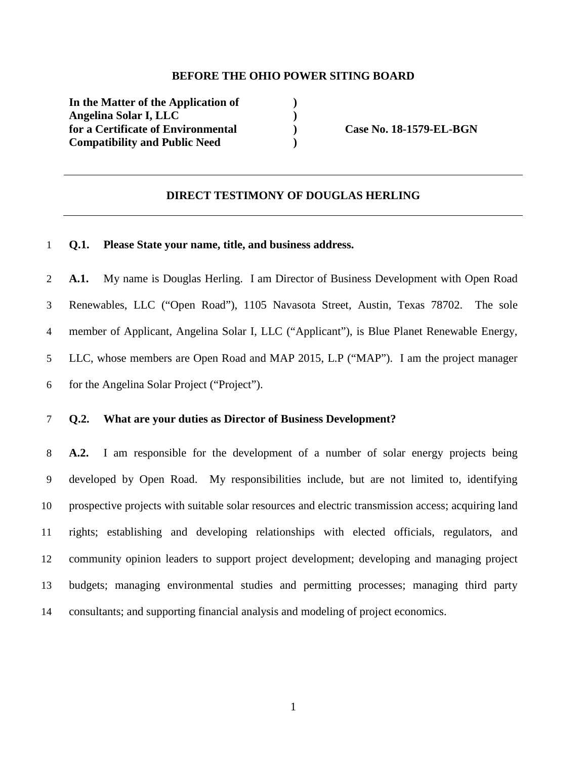**BEFORE THE OHIO POWER SITING BOARD**

| | | |
|---|---|---|
| **In the Matter of the Application of** | **)** | |
| **Angelina Solar I, LLC** | **)** | |
| **for a Certificate of Environmental** | **)** | **Case No. 18-1579-EL-BGN** |
| **Compatibility and Public Need** | **)** | |

---

## DIRECT TESTIMONY OF DOUGLAS HERLING

---

**Q.1. Please State your name, title, and business address.**

**A.1.** My name is Douglas Herling. I am Director of Business Development with Open Road Renewables, LLC ("Open Road"), 1105 Navasota Street, Austin, Texas 78702. The sole member of Applicant, Angelina Solar I, LLC ("Applicant"), is Blue Planet Renewable Energy, LLC, whose members are Open Road and MAP 2015, L.P ("MAP"). I am the project manager for the Angelina Solar Project ("Project").

**Q.2. What are your duties as Director of Business Development?**

**A.2.** I am responsible for the development of a number of solar energy projects being developed by Open Road. My responsibilities include, but are not limited to, identifying prospective projects with suitable solar resources and electric transmission access; acquiring land rights; establishing and developing relationships with elected officials, regulators, and community opinion leaders to support project development; developing and managing project budgets; managing environmental studies and permitting processes; managing third party consultants; and supporting financial analysis and modeling of project economics.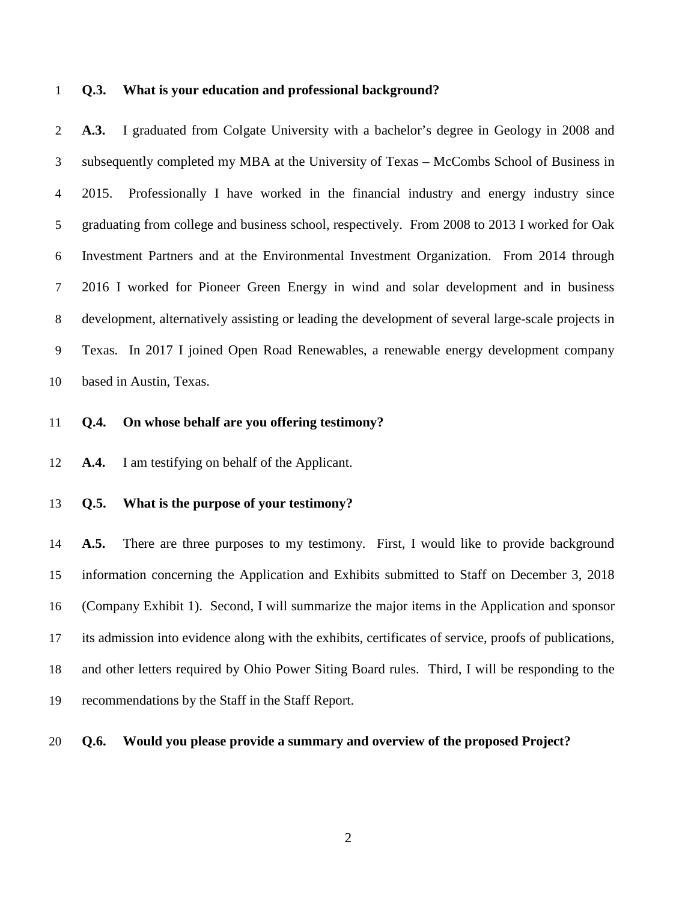**Q.3. What is your education and professional background?**

**A.3.** I graduated from Colgate University with a bachelor's degree in Geology in 2008 and subsequently completed my MBA at the University of Texas – McCombs School of Business in 2015. Professionally I have worked in the financial industry and energy industry since graduating from college and business school, respectively. From 2008 to 2013 I worked for Oak Investment Partners and at the Environmental Investment Organization. From 2014 through 2016 I worked for Pioneer Green Energy in wind and solar development and in business development, alternatively assisting or leading the development of several large-scale projects in Texas. In 2017 I joined Open Road Renewables, a renewable energy development company based in Austin, Texas.

**Q.4. On whose behalf are you offering testimony?**

**A.4.** I am testifying on behalf of the Applicant.

**Q.5. What is the purpose of your testimony?**

**A.5.** There are three purposes to my testimony. First, I would like to provide background information concerning the Application and Exhibits submitted to Staff on December 3, 2018 (Company Exhibit 1). Second, I will summarize the major items in the Application and sponsor its admission into evidence along with the exhibits, certificates of service, proofs of publications, and other letters required by Ohio Power Siting Board rules. Third, I will be responding to the recommendations by the Staff in the Staff Report.

**Q.6. Would you please provide a summary and overview of the proposed Project?**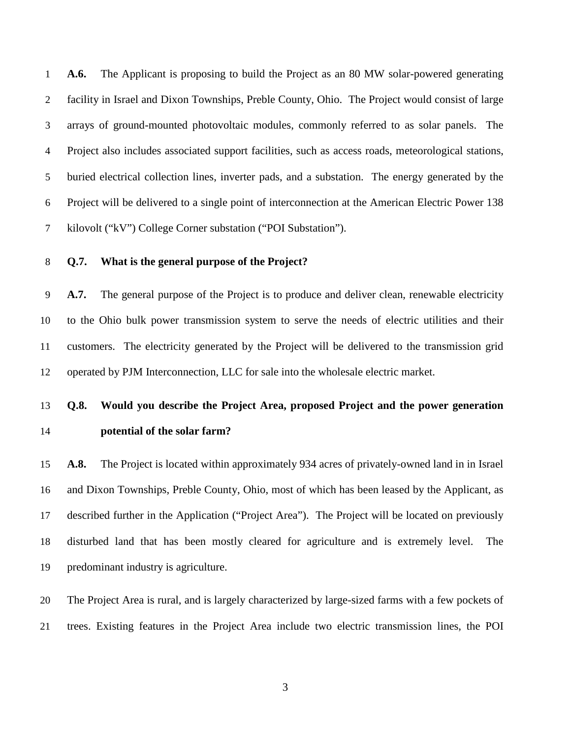**A.6.** The Applicant is proposing to build the Project as an 80 MW solar-powered generating facility in Israel and Dixon Townships, Preble County, Ohio. The Project would consist of large arrays of ground-mounted photovoltaic modules, commonly referred to as solar panels. The Project also includes associated support facilities, such as access roads, meteorological stations, buried electrical collection lines, inverter pads, and a substation. The energy generated by the Project will be delivered to a single point of interconnection at the American Electric Power 138 kilovolt ("kV") College Corner substation ("POI Substation").

**Q.7. What is the general purpose of the Project?**

**A.7.** The general purpose of the Project is to produce and deliver clean, renewable electricity to the Ohio bulk power transmission system to serve the needs of electric utilities and their customers. The electricity generated by the Project will be delivered to the transmission grid operated by PJM Interconnection, LLC for sale into the wholesale electric market.

**Q.8. Would you describe the Project Area, proposed Project and the power generation potential of the solar farm?**

**A.8.** The Project is located within approximately 934 acres of privately-owned land in in Israel and Dixon Townships, Preble County, Ohio, most of which has been leased by the Applicant, as described further in the Application ("Project Area"). The Project will be located on previously disturbed land that has been mostly cleared for agriculture and is extremely level. The predominant industry is agriculture.

The Project Area is rural, and is largely characterized by large-sized farms with a few pockets of trees. Existing features in the Project Area include two electric transmission lines, the POI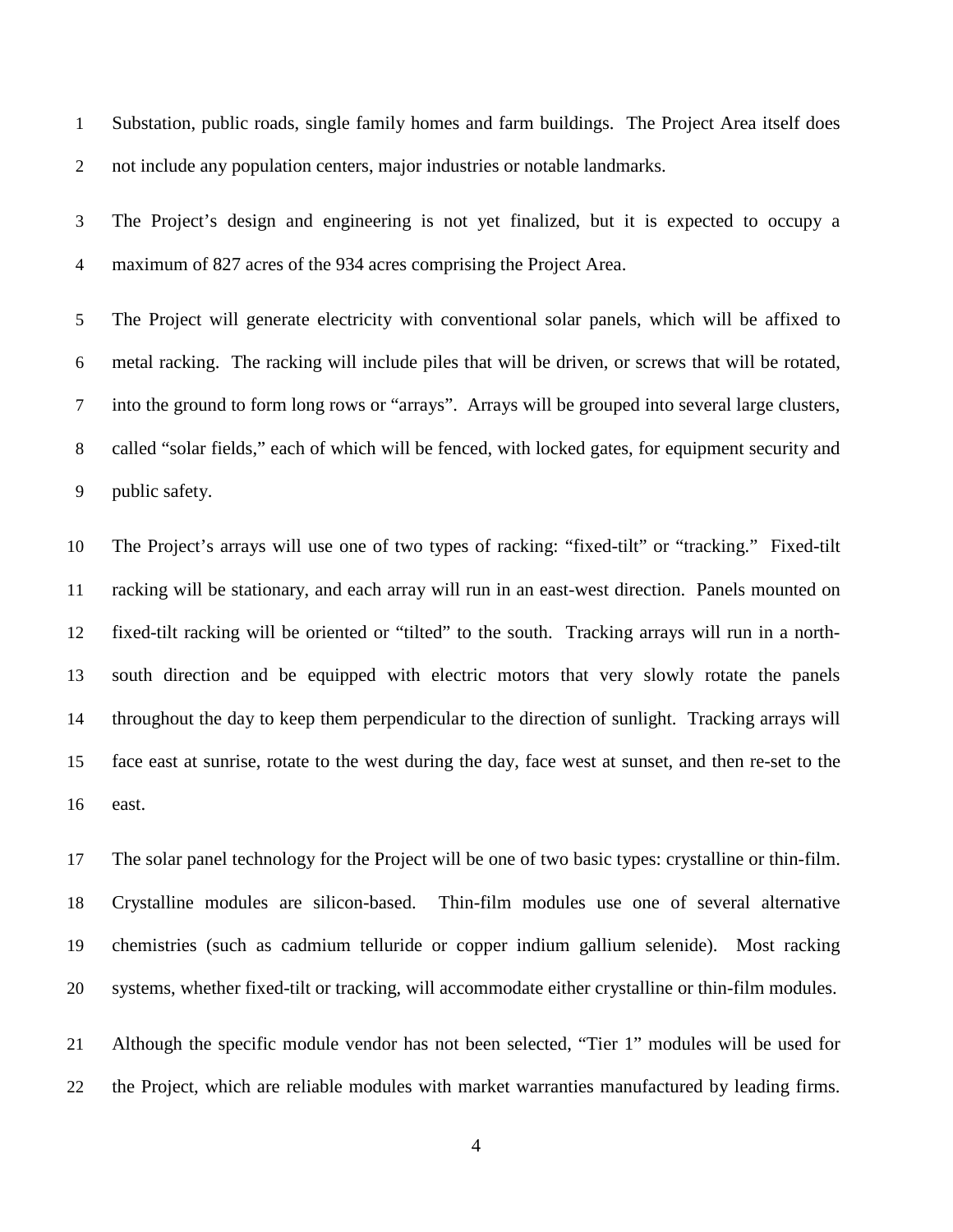Substation, public roads, single family homes and farm buildings. The Project Area itself does not include any population centers, major industries or notable landmarks.

The Project's design and engineering is not yet finalized, but it is expected to occupy a maximum of 827 acres of the 934 acres comprising the Project Area.

The Project will generate electricity with conventional solar panels, which will be affixed to metal racking. The racking will include piles that will be driven, or screws that will be rotated, into the ground to form long rows or "arrays". Arrays will be grouped into several large clusters, called "solar fields," each of which will be fenced, with locked gates, for equipment security and public safety.

The Project's arrays will use one of two types of racking: "fixed-tilt" or "tracking." Fixed-tilt racking will be stationary, and each array will run in an east-west direction. Panels mounted on fixed-tilt racking will be oriented or "tilted" to the south. Tracking arrays will run in a north-south direction and be equipped with electric motors that very slowly rotate the panels throughout the day to keep them perpendicular to the direction of sunlight. Tracking arrays will face east at sunrise, rotate to the west during the day, face west at sunset, and then re-set to the east.

The solar panel technology for the Project will be one of two basic types: crystalline or thin-film. Crystalline modules are silicon-based. Thin-film modules use one of several alternative chemistries (such as cadmium telluride or copper indium gallium selenide). Most racking systems, whether fixed-tilt or tracking, will accommodate either crystalline or thin-film modules.

Although the specific module vendor has not been selected, "Tier 1" modules will be used for the Project, which are reliable modules with market warranties manufactured by leading firms.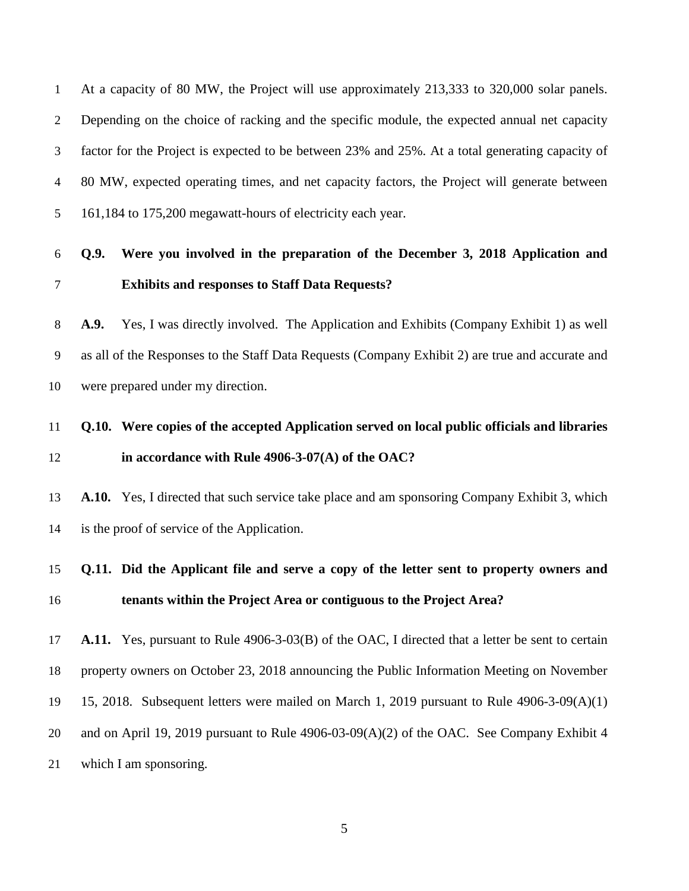At a capacity of 80 MW, the Project will use approximately 213,333 to 320,000 solar panels. Depending on the choice of racking and the specific module, the expected annual net capacity factor for the Project is expected to be between 23% and 25%. At a total generating capacity of 80 MW, expected operating times, and net capacity factors, the Project will generate between 161,184 to 175,200 megawatt-hours of electricity each year.

**Q.9. Were you involved in the preparation of the December 3, 2018 Application and Exhibits and responses to Staff Data Requests?**

**A.9.** Yes, I was directly involved. The Application and Exhibits (Company Exhibit 1) as well as all of the Responses to the Staff Data Requests (Company Exhibit 2) are true and accurate and were prepared under my direction.

**Q.10. Were copies of the accepted Application served on local public officials and libraries in accordance with Rule 4906-3-07(A) of the OAC?**

**A.10.** Yes, I directed that such service take place and am sponsoring Company Exhibit 3, which is the proof of service of the Application.

**Q.11. Did the Applicant file and serve a copy of the letter sent to property owners and tenants within the Project Area or contiguous to the Project Area?**

**A.11.** Yes, pursuant to Rule 4906-3-03(B) of the OAC, I directed that a letter be sent to certain property owners on October 23, 2018 announcing the Public Information Meeting on November 15, 2018. Subsequent letters were mailed on March 1, 2019 pursuant to Rule 4906-3-09(A)(1) and on April 19, 2019 pursuant to Rule 4906-03-09(A)(2) of the OAC. See Company Exhibit 4 which I am sponsoring.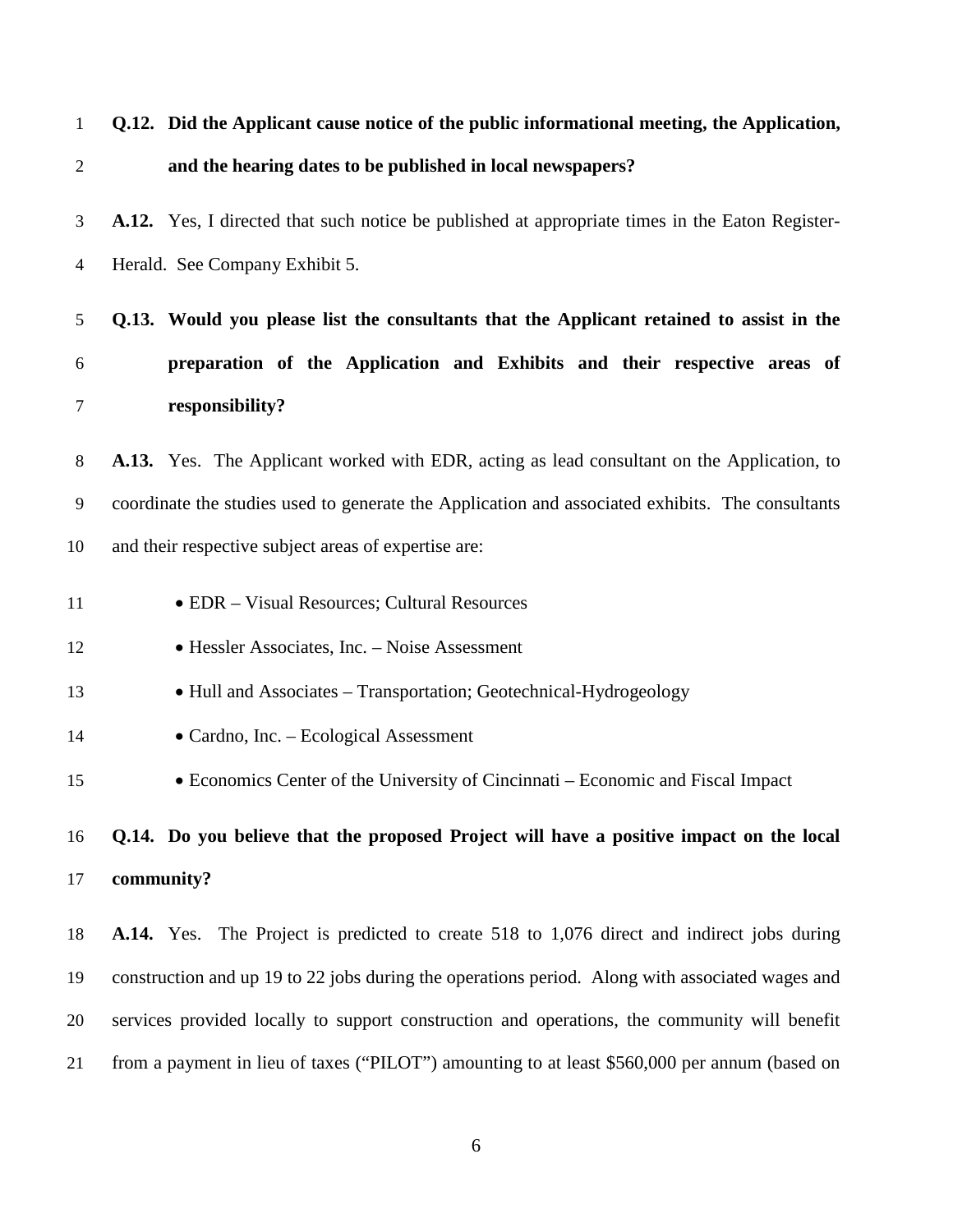**Q.12. Did the Applicant cause notice of the public informational meeting, the Application, and the hearing dates to be published in local newspapers?**

**A.12.** Yes, I directed that such notice be published at appropriate times in the Eaton Register-Herald. See Company Exhibit 5.

**Q.13. Would you please list the consultants that the Applicant retained to assist in the preparation of the Application and Exhibits and their respective areas of responsibility?**

**A.13.** Yes. The Applicant worked with EDR, acting as lead consultant on the Application, to coordinate the studies used to generate the Application and associated exhibits. The consultants and their respective subject areas of expertise are:

- EDR – Visual Resources; Cultural Resources
- Hessler Associates, Inc. – Noise Assessment
- Hull and Associates – Transportation; Geotechnical-Hydrogeology
- Cardno, Inc. – Ecological Assessment
- Economics Center of the University of Cincinnati – Economic and Fiscal Impact

**Q.14. Do you believe that the proposed Project will have a positive impact on the local community?**

**A.14.** Yes. The Project is predicted to create 518 to 1,076 direct and indirect jobs during construction and up 19 to 22 jobs during the operations period. Along with associated wages and services provided locally to support construction and operations, the community will benefit from a payment in lieu of taxes ("PILOT") amounting to at least $560,000 per annum (based on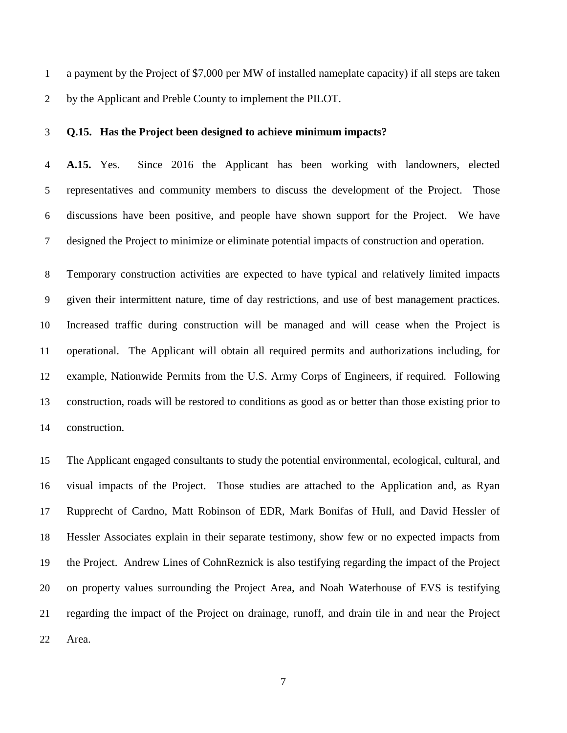a payment by the Project of $7,000 per MW of installed nameplate capacity) if all steps are taken by the Applicant and Preble County to implement the PILOT.

**Q.15. Has the Project been designed to achieve minimum impacts?**

**A.15.** Yes. Since 2016 the Applicant has been working with landowners, elected representatives and community members to discuss the development of the Project. Those discussions have been positive, and people have shown support for the Project. We have designed the Project to minimize or eliminate potential impacts of construction and operation.

Temporary construction activities are expected to have typical and relatively limited impacts given their intermittent nature, time of day restrictions, and use of best management practices. Increased traffic during construction will be managed and will cease when the Project is operational. The Applicant will obtain all required permits and authorizations including, for example, Nationwide Permits from the U.S. Army Corps of Engineers, if required. Following construction, roads will be restored to conditions as good as or better than those existing prior to construction.

The Applicant engaged consultants to study the potential environmental, ecological, cultural, and visual impacts of the Project. Those studies are attached to the Application and, as Ryan Rupprecht of Cardno, Matt Robinson of EDR, Mark Bonifas of Hull, and David Hessler of Hessler Associates explain in their separate testimony, show few or no expected impacts from the Project. Andrew Lines of CohnReznick is also testifying regarding the impact of the Project on property values surrounding the Project Area, and Noah Waterhouse of EVS is testifying regarding the impact of the Project on drainage, runoff, and drain tile in and near the Project Area.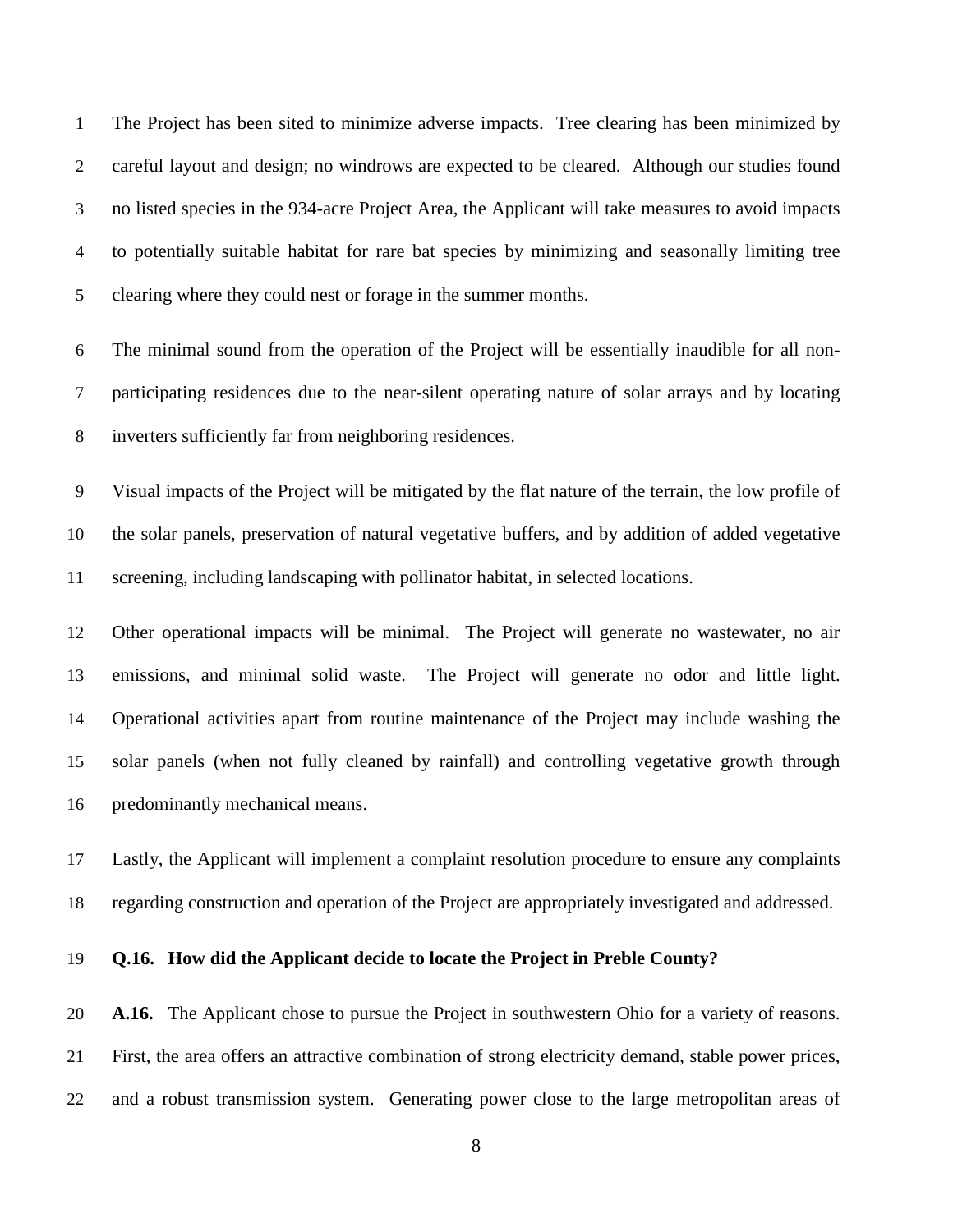The Project has been sited to minimize adverse impacts. Tree clearing has been minimized by careful layout and design; no windrows are expected to be cleared. Although our studies found no listed species in the 934-acre Project Area, the Applicant will take measures to avoid impacts to potentially suitable habitat for rare bat species by minimizing and seasonally limiting tree clearing where they could nest or forage in the summer months.

The minimal sound from the operation of the Project will be essentially inaudible for all non-participating residences due to the near-silent operating nature of solar arrays and by locating inverters sufficiently far from neighboring residences.

Visual impacts of the Project will be mitigated by the flat nature of the terrain, the low profile of the solar panels, preservation of natural vegetative buffers, and by addition of added vegetative screening, including landscaping with pollinator habitat, in selected locations.

Other operational impacts will be minimal. The Project will generate no wastewater, no air emissions, and minimal solid waste. The Project will generate no odor and little light. Operational activities apart from routine maintenance of the Project may include washing the solar panels (when not fully cleaned by rainfall) and controlling vegetative growth through predominantly mechanical means.

Lastly, the Applicant will implement a complaint resolution procedure to ensure any complaints regarding construction and operation of the Project are appropriately investigated and addressed.

**Q.16. How did the Applicant decide to locate the Project in Preble County?**

**A.16.** The Applicant chose to pursue the Project in southwestern Ohio for a variety of reasons. First, the area offers an attractive combination of strong electricity demand, stable power prices, and a robust transmission system. Generating power close to the large metropolitan areas of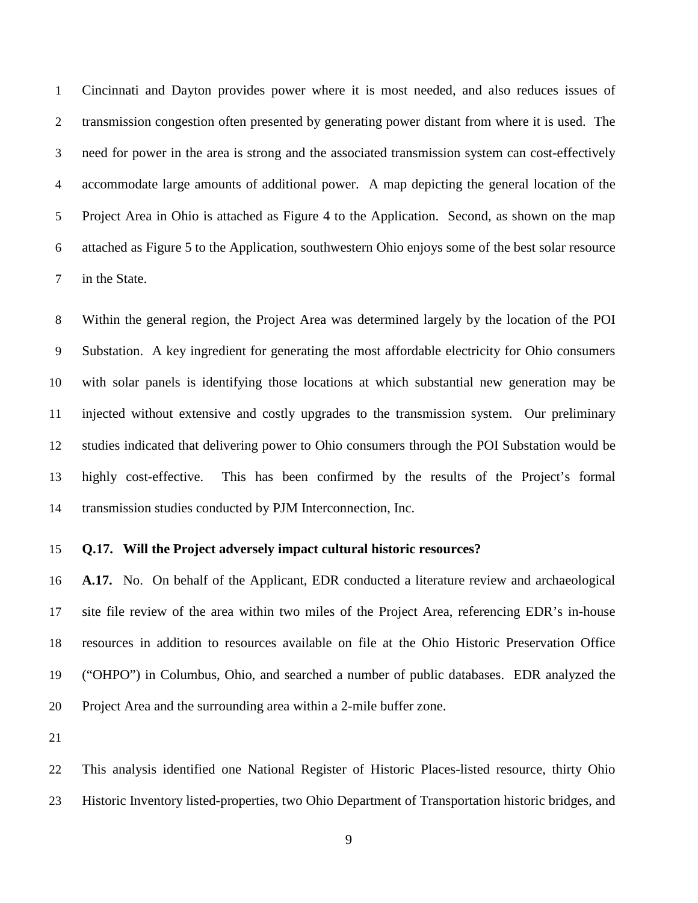Cincinnati and Dayton provides power where it is most needed, and also reduces issues of transmission congestion often presented by generating power distant from where it is used. The need for power in the area is strong and the associated transmission system can cost-effectively accommodate large amounts of additional power. A map depicting the general location of the Project Area in Ohio is attached as Figure 4 to the Application. Second, as shown on the map attached as Figure 5 to the Application, southwestern Ohio enjoys some of the best solar resource in the State.

Within the general region, the Project Area was determined largely by the location of the POI Substation. A key ingredient for generating the most affordable electricity for Ohio consumers with solar panels is identifying those locations at which substantial new generation may be injected without extensive and costly upgrades to the transmission system. Our preliminary studies indicated that delivering power to Ohio consumers through the POI Substation would be highly cost-effective. This has been confirmed by the results of the Project's formal transmission studies conducted by PJM Interconnection, Inc.

**Q.17. Will the Project adversely impact cultural historic resources?**

**A.17.** No. On behalf of the Applicant, EDR conducted a literature review and archaeological site file review of the area within two miles of the Project Area, referencing EDR's in-house resources in addition to resources available on file at the Ohio Historic Preservation Office ("OHPO") in Columbus, Ohio, and searched a number of public databases. EDR analyzed the Project Area and the surrounding area within a 2-mile buffer zone.

This analysis identified one National Register of Historic Places-listed resource, thirty Ohio Historic Inventory listed-properties, two Ohio Department of Transportation historic bridges, and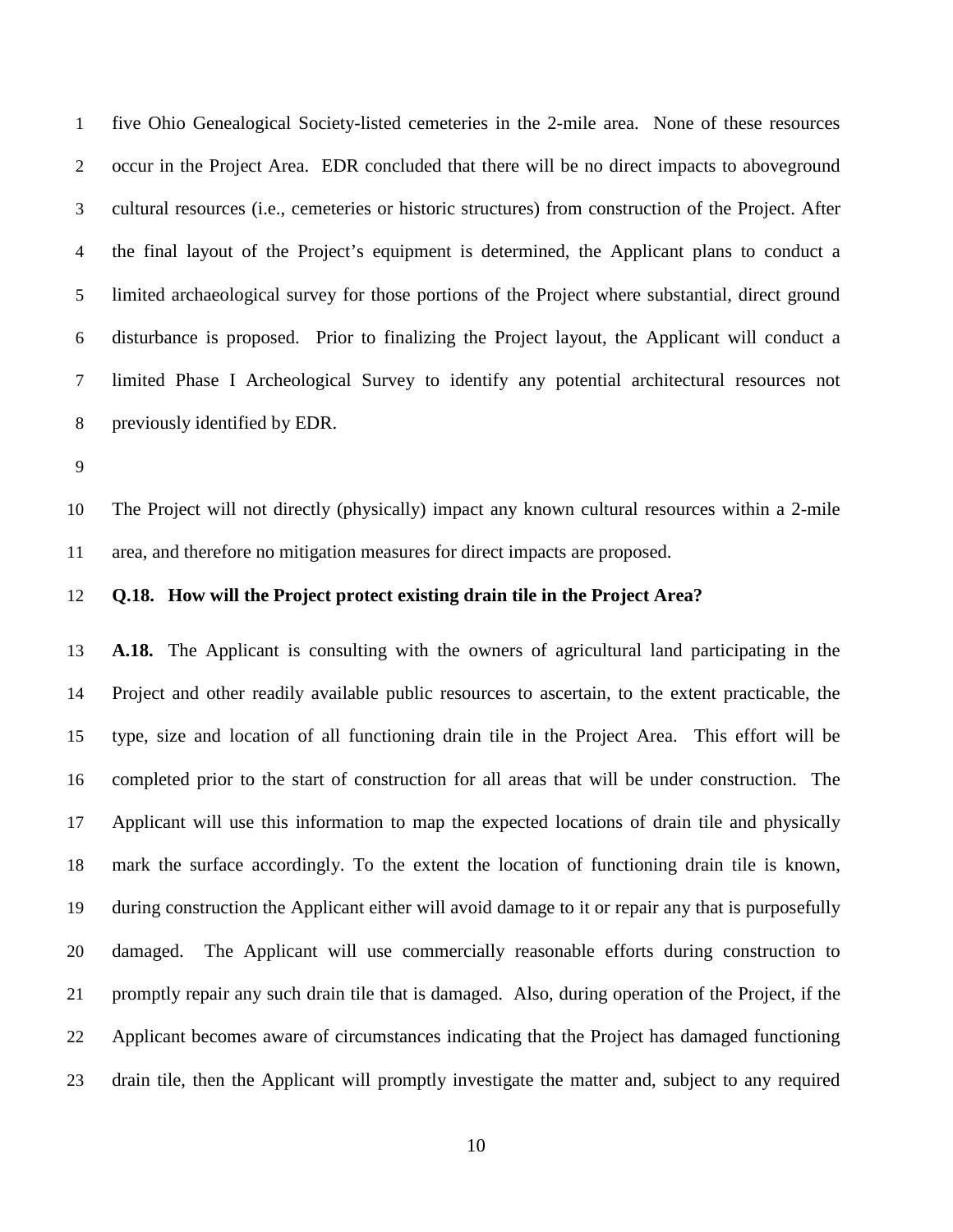five Ohio Genealogical Society-listed cemeteries in the 2-mile area. None of these resources occur in the Project Area. EDR concluded that there will be no direct impacts to aboveground cultural resources (i.e., cemeteries or historic structures) from construction of the Project. After the final layout of the Project's equipment is determined, the Applicant plans to conduct a limited archaeological survey for those portions of the Project where substantial, direct ground disturbance is proposed. Prior to finalizing the Project layout, the Applicant will conduct a limited Phase I Archeological Survey to identify any potential architectural resources not previously identified by EDR.

The Project will not directly (physically) impact any known cultural resources within a 2-mile area, and therefore no mitigation measures for direct impacts are proposed.

**Q.18. How will the Project protect existing drain tile in the Project Area?**

**A.18.** The Applicant is consulting with the owners of agricultural land participating in the Project and other readily available public resources to ascertain, to the extent practicable, the type, size and location of all functioning drain tile in the Project Area. This effort will be completed prior to the start of construction for all areas that will be under construction. The Applicant will use this information to map the expected locations of drain tile and physically mark the surface accordingly. To the extent the location of functioning drain tile is known, during construction the Applicant either will avoid damage to it or repair any that is purposefully damaged. The Applicant will use commercially reasonable efforts during construction to promptly repair any such drain tile that is damaged. Also, during operation of the Project, if the Applicant becomes aware of circumstances indicating that the Project has damaged functioning drain tile, then the Applicant will promptly investigate the matter and, subject to any required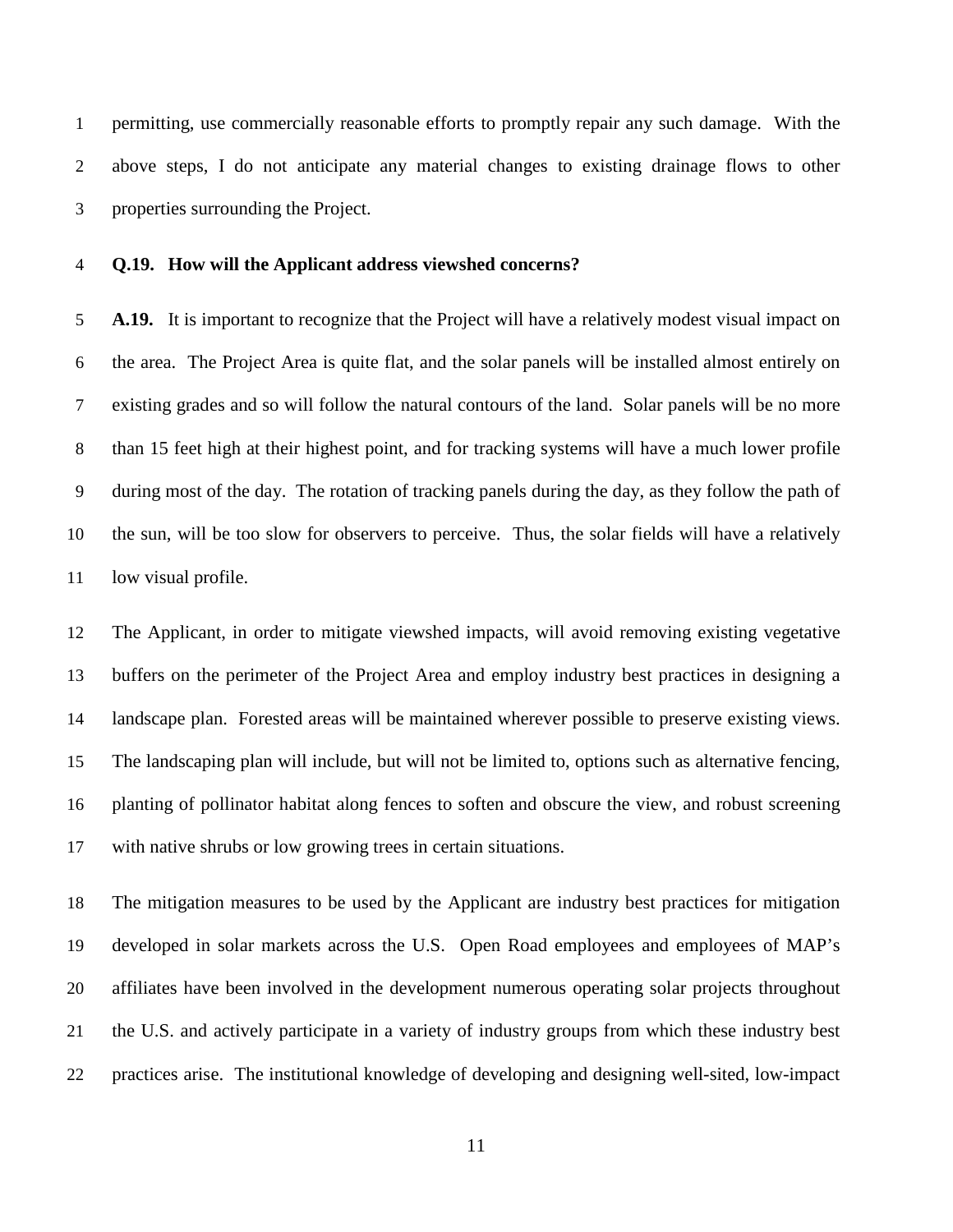permitting, use commercially reasonable efforts to promptly repair any such damage. With the above steps, I do not anticipate any material changes to existing drainage flows to other properties surrounding the Project.

**Q.19. How will the Applicant address viewshed concerns?**

**A.19.** It is important to recognize that the Project will have a relatively modest visual impact on the area. The Project Area is quite flat, and the solar panels will be installed almost entirely on existing grades and so will follow the natural contours of the land. Solar panels will be no more than 15 feet high at their highest point, and for tracking systems will have a much lower profile during most of the day. The rotation of tracking panels during the day, as they follow the path of the sun, will be too slow for observers to perceive. Thus, the solar fields will have a relatively low visual profile.

The Applicant, in order to mitigate viewshed impacts, will avoid removing existing vegetative buffers on the perimeter of the Project Area and employ industry best practices in designing a landscape plan. Forested areas will be maintained wherever possible to preserve existing views. The landscaping plan will include, but will not be limited to, options such as alternative fencing, planting of pollinator habitat along fences to soften and obscure the view, and robust screening with native shrubs or low growing trees in certain situations.

The mitigation measures to be used by the Applicant are industry best practices for mitigation developed in solar markets across the U.S. Open Road employees and employees of MAP's affiliates have been involved in the development numerous operating solar projects throughout the U.S. and actively participate in a variety of industry groups from which these industry best practices arise. The institutional knowledge of developing and designing well-sited, low-impact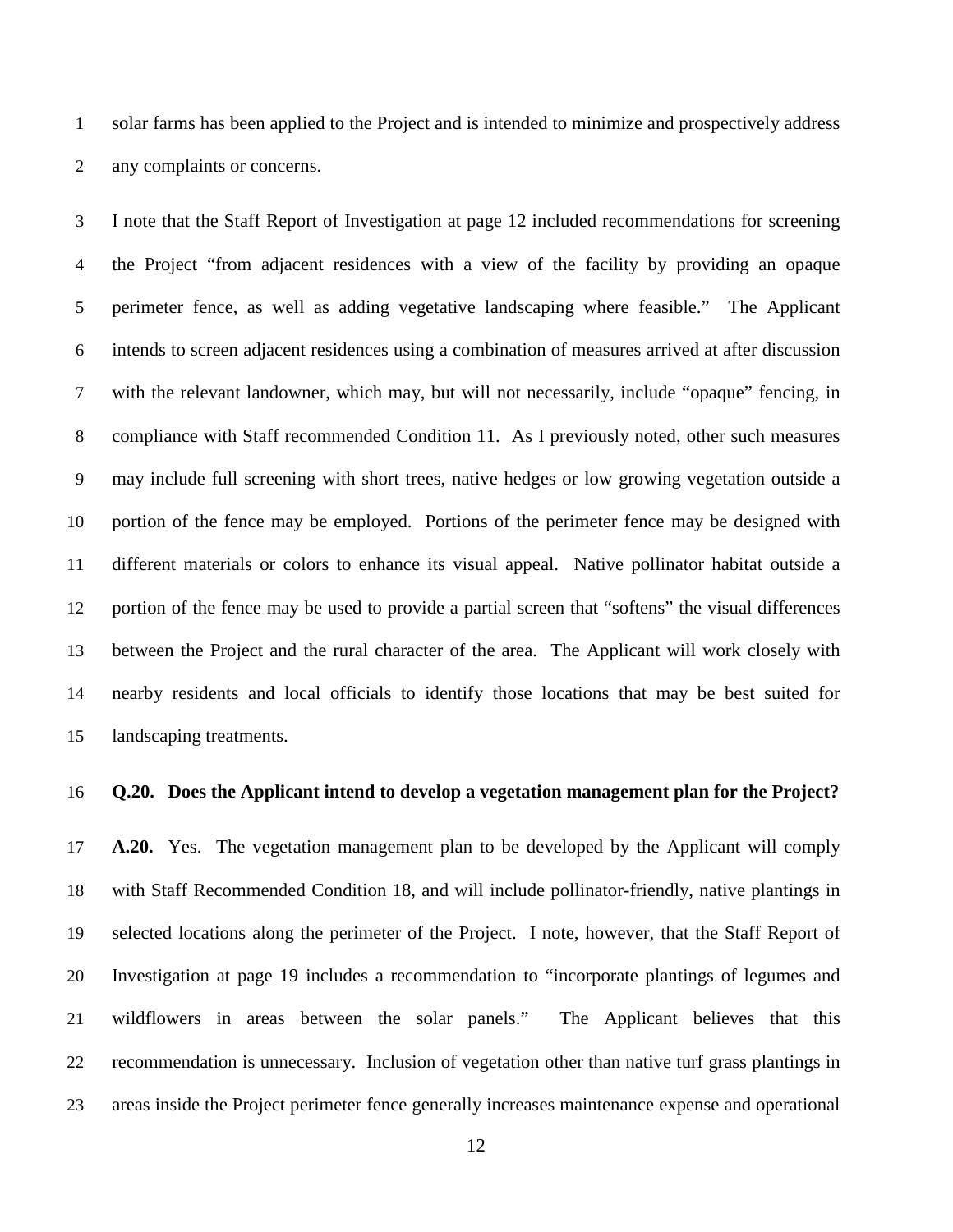solar farms has been applied to the Project and is intended to minimize and prospectively address any complaints or concerns.

I note that the Staff Report of Investigation at page 12 included recommendations for screening the Project "from adjacent residences with a view of the facility by providing an opaque perimeter fence, as well as adding vegetative landscaping where feasible." The Applicant intends to screen adjacent residences using a combination of measures arrived at after discussion with the relevant landowner, which may, but will not necessarily, include "opaque" fencing, in compliance with Staff recommended Condition 11. As I previously noted, other such measures may include full screening with short trees, native hedges or low growing vegetation outside a portion of the fence may be employed. Portions of the perimeter fence may be designed with different materials or colors to enhance its visual appeal. Native pollinator habitat outside a portion of the fence may be used to provide a partial screen that "softens" the visual differences between the Project and the rural character of the area. The Applicant will work closely with nearby residents and local officials to identify those locations that may be best suited for landscaping treatments.

**Q.20. Does the Applicant intend to develop a vegetation management plan for the Project?**

**A.20.** Yes. The vegetation management plan to be developed by the Applicant will comply with Staff Recommended Condition 18, and will include pollinator-friendly, native plantings in selected locations along the perimeter of the Project. I note, however, that the Staff Report of Investigation at page 19 includes a recommendation to "incorporate plantings of legumes and wildflowers in areas between the solar panels." The Applicant believes that this recommendation is unnecessary. Inclusion of vegetation other than native turf grass plantings in areas inside the Project perimeter fence generally increases maintenance expense and operational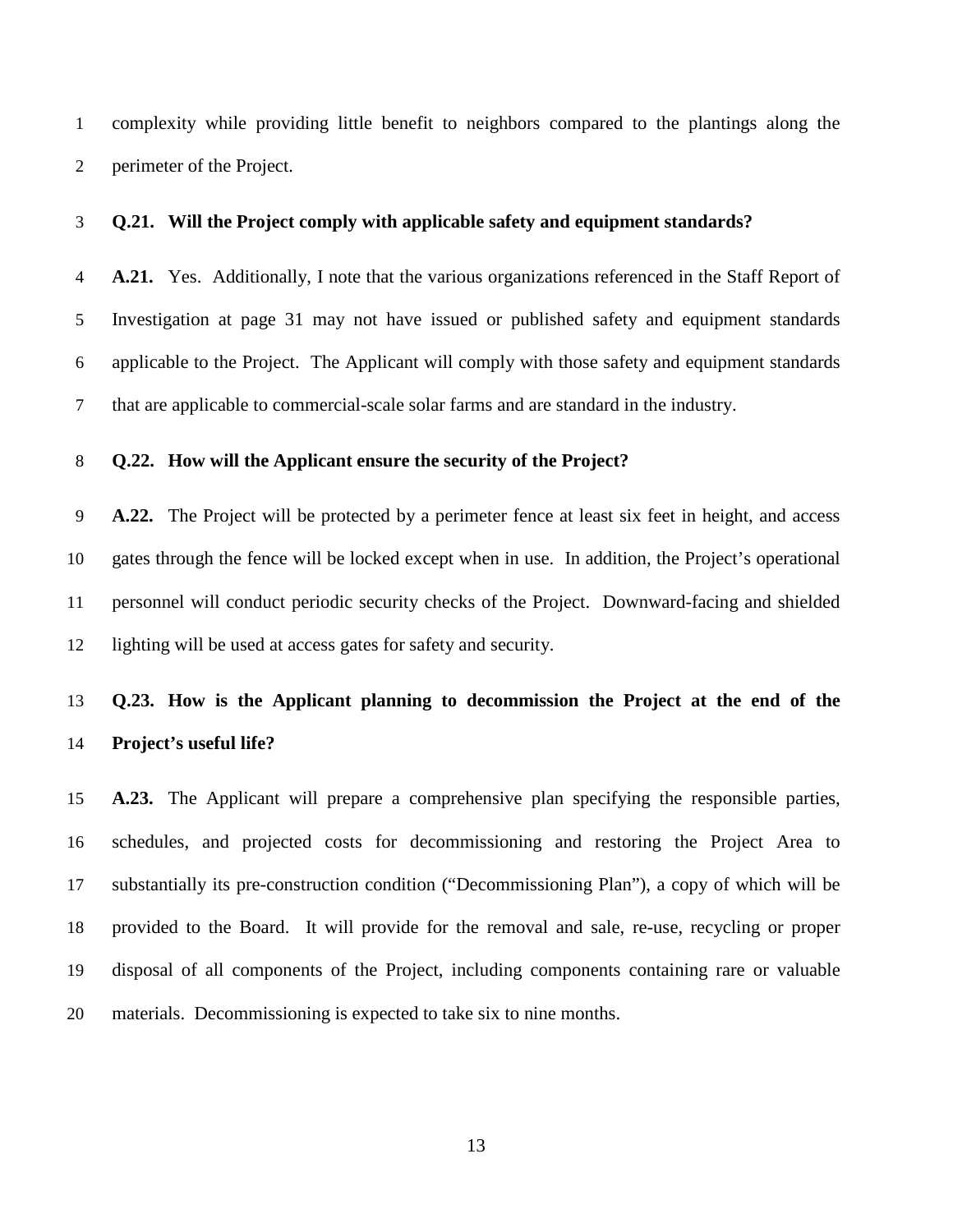complexity while providing little benefit to neighbors compared to the plantings along the perimeter of the Project.

**Q.21. Will the Project comply with applicable safety and equipment standards?**

**A.21.** Yes. Additionally, I note that the various organizations referenced in the Staff Report of Investigation at page 31 may not have issued or published safety and equipment standards applicable to the Project. The Applicant will comply with those safety and equipment standards that are applicable to commercial-scale solar farms and are standard in the industry.

**Q.22. How will the Applicant ensure the security of the Project?**

**A.22.** The Project will be protected by a perimeter fence at least six feet in height, and access gates through the fence will be locked except when in use. In addition, the Project's operational personnel will conduct periodic security checks of the Project. Downward-facing and shielded lighting will be used at access gates for safety and security.

**Q.23. How is the Applicant planning to decommission the Project at the end of the Project's useful life?**

**A.23.** The Applicant will prepare a comprehensive plan specifying the responsible parties, schedules, and projected costs for decommissioning and restoring the Project Area to substantially its pre-construction condition ("Decommissioning Plan"), a copy of which will be provided to the Board. It will provide for the removal and sale, re-use, recycling or proper disposal of all components of the Project, including components containing rare or valuable materials. Decommissioning is expected to take six to nine months.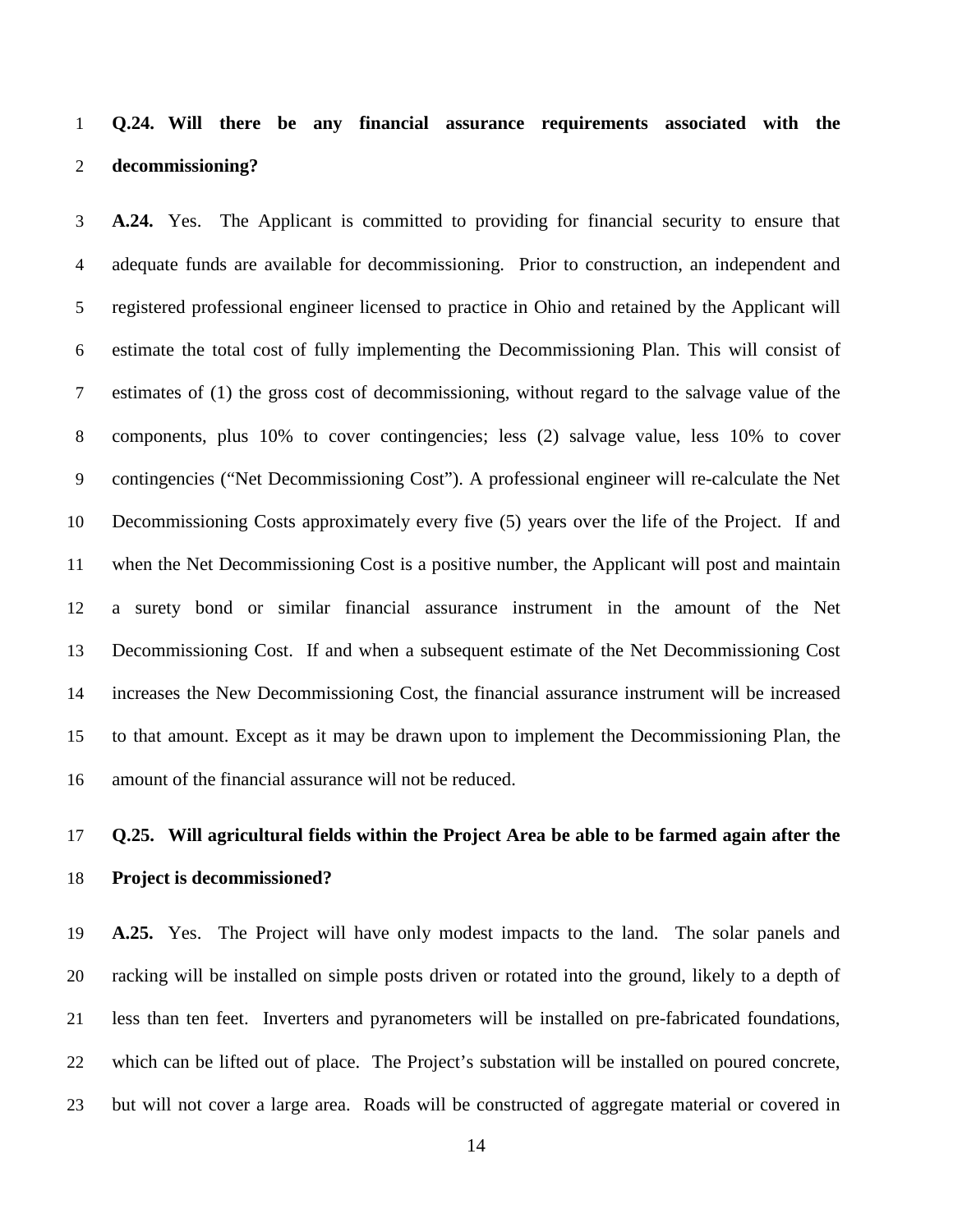**Q.24. Will there be any financial assurance requirements associated with the decommissioning?**

**A.24.** Yes. The Applicant is committed to providing for financial security to ensure that adequate funds are available for decommissioning. Prior to construction, an independent and registered professional engineer licensed to practice in Ohio and retained by the Applicant will estimate the total cost of fully implementing the Decommissioning Plan. This will consist of estimates of (1) the gross cost of decommissioning, without regard to the salvage value of the components, plus 10% to cover contingencies; less (2) salvage value, less 10% to cover contingencies ("Net Decommissioning Cost"). A professional engineer will re-calculate the Net Decommissioning Costs approximately every five (5) years over the life of the Project. If and when the Net Decommissioning Cost is a positive number, the Applicant will post and maintain a surety bond or similar financial assurance instrument in the amount of the Net Decommissioning Cost. If and when a subsequent estimate of the Net Decommissioning Cost increases the New Decommissioning Cost, the financial assurance instrument will be increased to that amount. Except as it may be drawn upon to implement the Decommissioning Plan, the amount of the financial assurance will not be reduced.

**Q.25. Will agricultural fields within the Project Area be able to be farmed again after the Project is decommissioned?**

**A.25.** Yes. The Project will have only modest impacts to the land. The solar panels and racking will be installed on simple posts driven or rotated into the ground, likely to a depth of less than ten feet. Inverters and pyranometers will be installed on pre-fabricated foundations, which can be lifted out of place. The Project's substation will be installed on poured concrete, but will not cover a large area. Roads will be constructed of aggregate material or covered in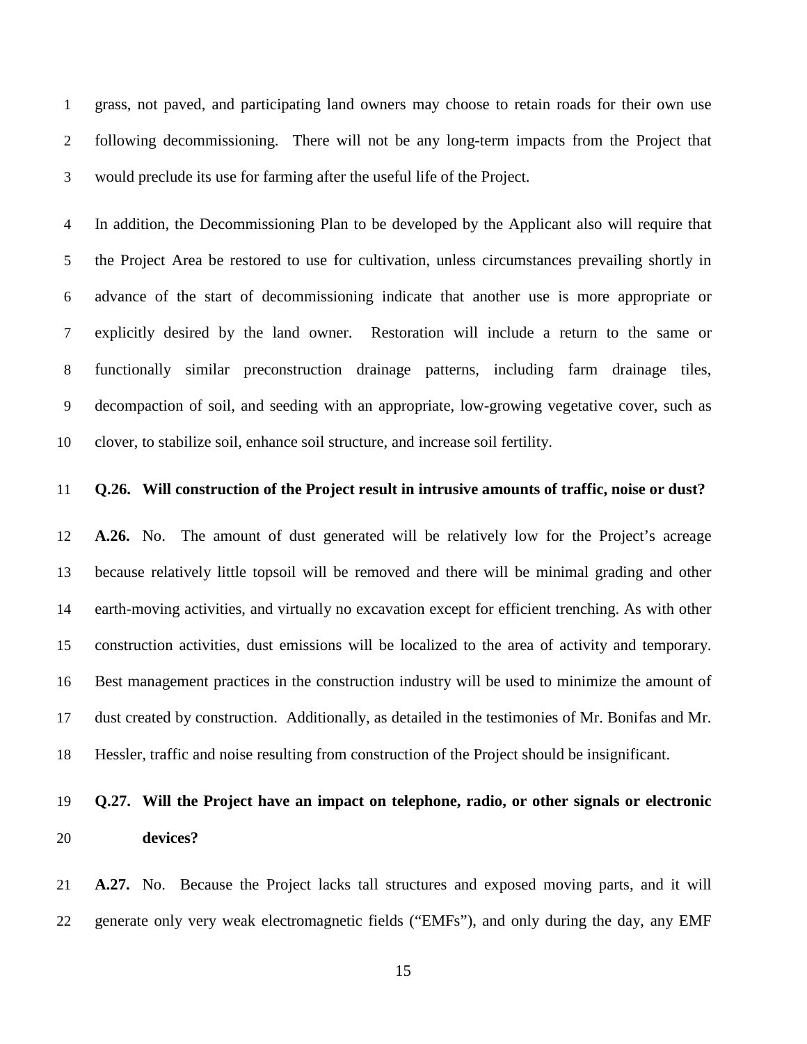grass, not paved, and participating land owners may choose to retain roads for their own use following decommissioning. There will not be any long-term impacts from the Project that would preclude its use for farming after the useful life of the Project.

In addition, the Decommissioning Plan to be developed by the Applicant also will require that the Project Area be restored to use for cultivation, unless circumstances prevailing shortly in advance of the start of decommissioning indicate that another use is more appropriate or explicitly desired by the land owner. Restoration will include a return to the same or functionally similar preconstruction drainage patterns, including farm drainage tiles, decompaction of soil, and seeding with an appropriate, low-growing vegetative cover, such as clover, to stabilize soil, enhance soil structure, and increase soil fertility.

**Q.26. Will construction of the Project result in intrusive amounts of traffic, noise or dust?**

**A.26.** No. The amount of dust generated will be relatively low for the Project's acreage because relatively little topsoil will be removed and there will be minimal grading and other earth-moving activities, and virtually no excavation except for efficient trenching. As with other construction activities, dust emissions will be localized to the area of activity and temporary. Best management practices in the construction industry will be used to minimize the amount of dust created by construction. Additionally, as detailed in the testimonies of Mr. Bonifas and Mr. Hessler, traffic and noise resulting from construction of the Project should be insignificant.

**Q.27. Will the Project have an impact on telephone, radio, or other signals or electronic devices?**

**A.27.** No. Because the Project lacks tall structures and exposed moving parts, and it will generate only very weak electromagnetic fields ("EMFs"), and only during the day, any EMF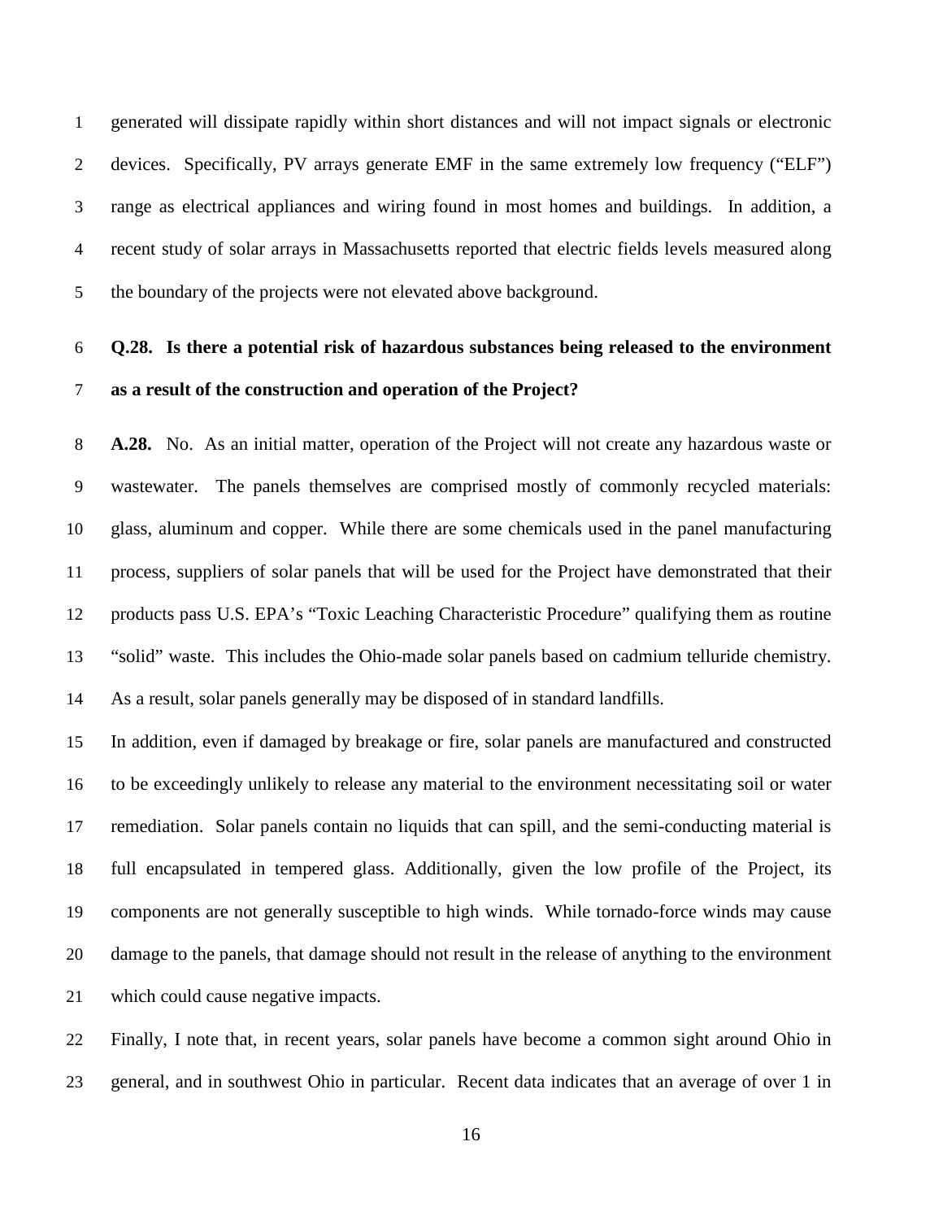generated will dissipate rapidly within short distances and will not impact signals or electronic devices. Specifically, PV arrays generate EMF in the same extremely low frequency ("ELF") range as electrical appliances and wiring found in most homes and buildings. In addition, a recent study of solar arrays in Massachusetts reported that electric fields levels measured along the boundary of the projects were not elevated above background.

**Q.28. Is there a potential risk of hazardous substances being released to the environment as a result of the construction and operation of the Project?**

**A.28.** No. As an initial matter, operation of the Project will not create any hazardous waste or wastewater. The panels themselves are comprised mostly of commonly recycled materials: glass, aluminum and copper. While there are some chemicals used in the panel manufacturing process, suppliers of solar panels that will be used for the Project have demonstrated that their products pass U.S. EPA's "Toxic Leaching Characteristic Procedure" qualifying them as routine "solid" waste. This includes the Ohio-made solar panels based on cadmium telluride chemistry. As a result, solar panels generally may be disposed of in standard landfills.

In addition, even if damaged by breakage or fire, solar panels are manufactured and constructed to be exceedingly unlikely to release any material to the environment necessitating soil or water remediation. Solar panels contain no liquids that can spill, and the semi-conducting material is full encapsulated in tempered glass. Additionally, given the low profile of the Project, its components are not generally susceptible to high winds. While tornado-force winds may cause damage to the panels, that damage should not result in the release of anything to the environment which could cause negative impacts.

Finally, I note that, in recent years, solar panels have become a common sight around Ohio in general, and in southwest Ohio in particular. Recent data indicates that an average of over 1 in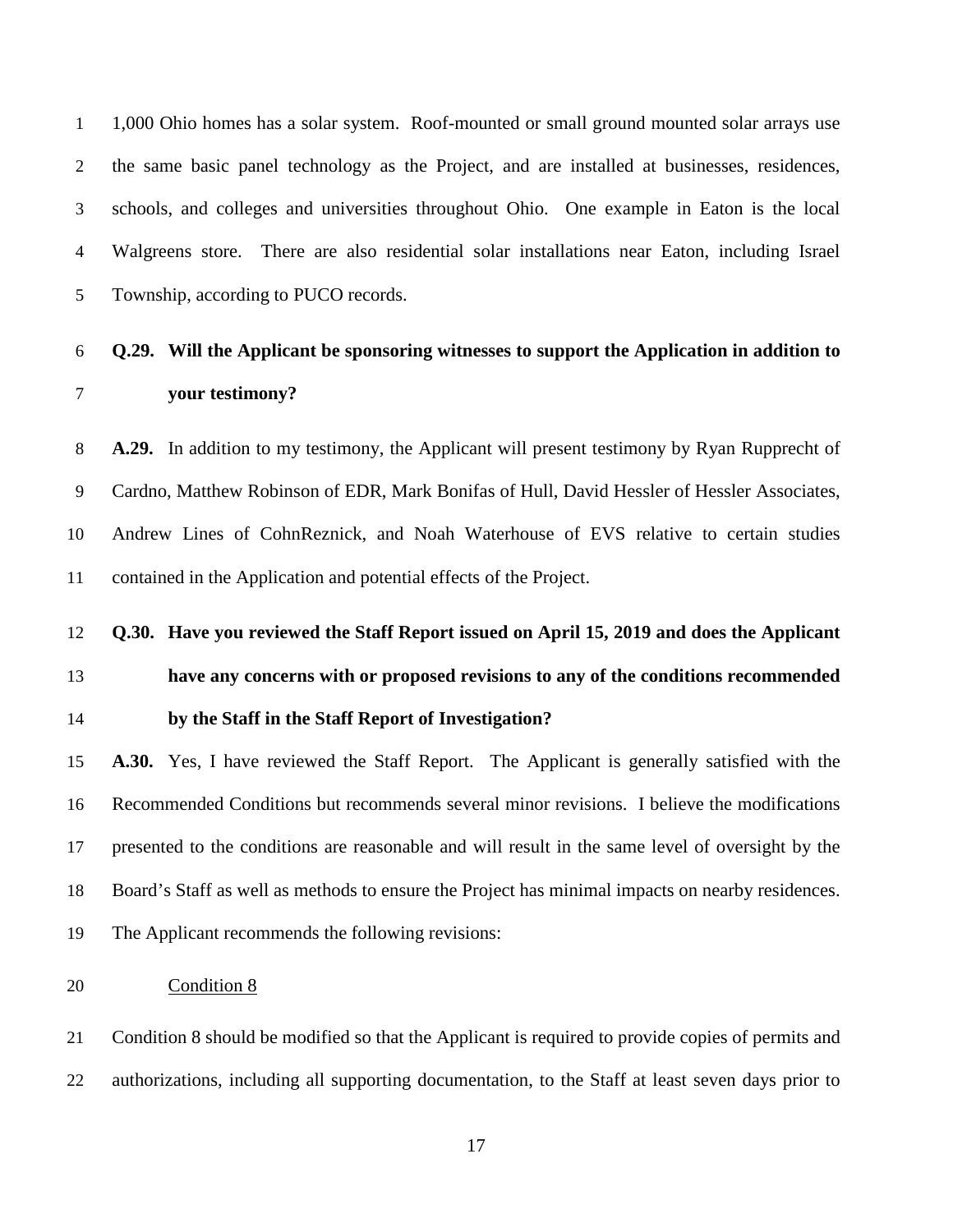1,000 Ohio homes has a solar system. Roof-mounted or small ground mounted solar arrays use the same basic panel technology as the Project, and are installed at businesses, residences, schools, and colleges and universities throughout Ohio. One example in Eaton is the local Walgreens store. There are also residential solar installations near Eaton, including Israel Township, according to PUCO records.

**Q.29. Will the Applicant be sponsoring witnesses to support the Application in addition to your testimony?**

**A.29.** In addition to my testimony, the Applicant will present testimony by Ryan Rupprecht of Cardno, Matthew Robinson of EDR, Mark Bonifas of Hull, David Hessler of Hessler Associates, Andrew Lines of CohnReznick, and Noah Waterhouse of EVS relative to certain studies contained in the Application and potential effects of the Project.

**Q.30. Have you reviewed the Staff Report issued on April 15, 2019 and does the Applicant have any concerns with or proposed revisions to any of the conditions recommended by the Staff in the Staff Report of Investigation?**

**A.30.** Yes, I have reviewed the Staff Report. The Applicant is generally satisfied with the Recommended Conditions but recommends several minor revisions. I believe the modifications presented to the conditions are reasonable and will result in the same level of oversight by the Board's Staff as well as methods to ensure the Project has minimal impacts on nearby residences. The Applicant recommends the following revisions:

Condition 8

Condition 8 should be modified so that the Applicant is required to provide copies of permits and authorizations, including all supporting documentation, to the Staff at least seven days prior to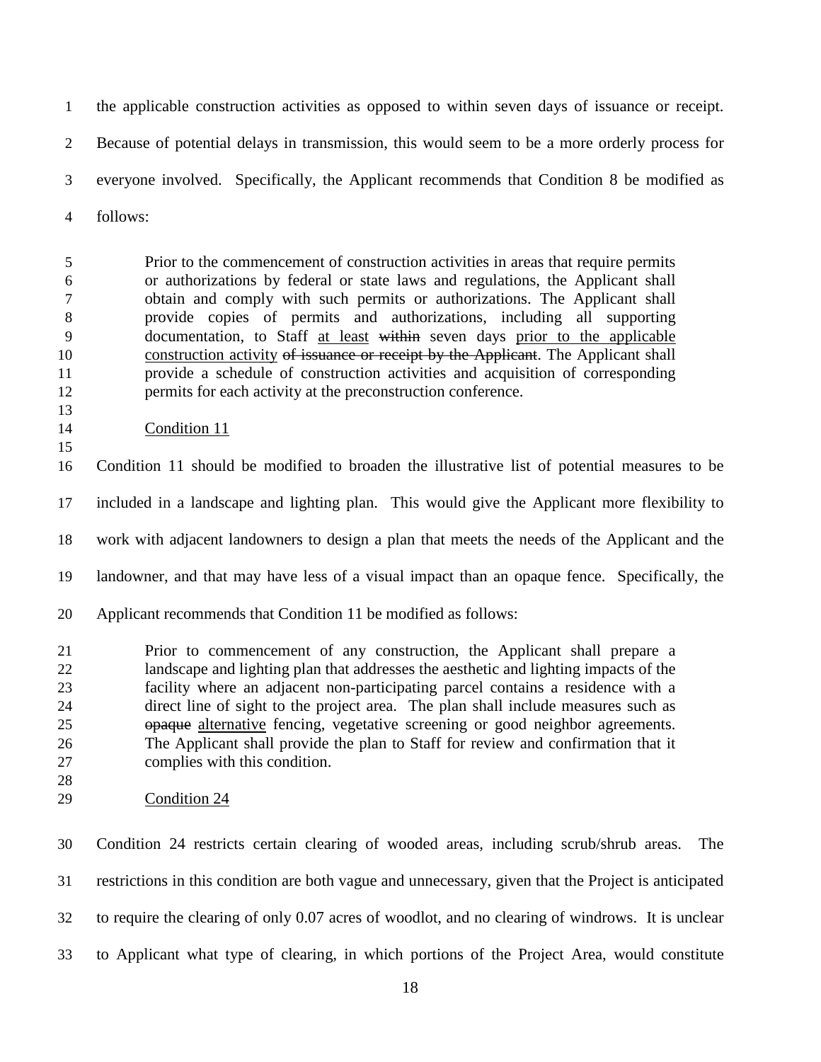the applicable construction activities as opposed to within seven days of issuance or receipt. Because of potential delays in transmission, this would seem to be a more orderly process for everyone involved. Specifically, the Applicant recommends that Condition 8 be modified as follows:

> Prior to the commencement of construction activities in areas that require permits or authorizations by federal or state laws and regulations, the Applicant shall obtain and comply with such permits or authorizations. The Applicant shall provide copies of permits and authorizations, including all supporting documentation, to Staff <u>at least</u> ~~within~~ seven days <u>prior to the applicable construction activity</u> ~~of issuance or receipt by the Applicant~~. The Applicant shall provide a schedule of construction activities and acquisition of corresponding permits for each activity at the preconstruction conference.

<u>Condition 11</u>

Condition 11 should be modified to broaden the illustrative list of potential measures to be included in a landscape and lighting plan. This would give the Applicant more flexibility to work with adjacent landowners to design a plan that meets the needs of the Applicant and the landowner, and that may have less of a visual impact than an opaque fence. Specifically, the Applicant recommends that Condition 11 be modified as follows:

> Prior to commencement of any construction, the Applicant shall prepare a landscape and lighting plan that addresses the aesthetic and lighting impacts of the facility where an adjacent non-participating parcel contains a residence with a direct line of sight to the project area. The plan shall include measures such as ~~opaque~~ <u>alternative</u> fencing, vegetative screening or good neighbor agreements. The Applicant shall provide the plan to Staff for review and confirmation that it complies with this condition.

<u>Condition 24</u>

Condition 24 restricts certain clearing of wooded areas, including scrub/shrub areas. The restrictions in this condition are both vague and unnecessary, given that the Project is anticipated to require the clearing of only 0.07 acres of woodlot, and no clearing of windrows. It is unclear to Applicant what type of clearing, in which portions of the Project Area, would constitute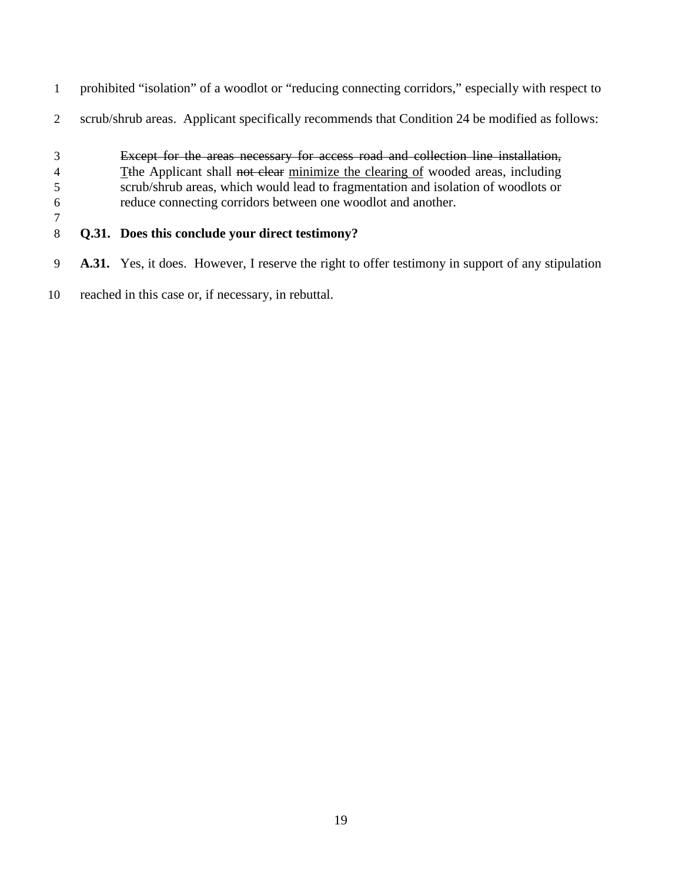prohibited "isolation" of a woodlot or "reducing connecting corridors," especially with respect to scrub/shrub areas. Applicant specifically recommends that Condition 24 be modified as follows:

> ~~Except for the areas necessary for access road and collection line installation,~~ <u>T</u>~~t~~he Applicant shall ~~not clear~~ <u>minimize the clearing of</u> wooded areas, including scrub/shrub areas, which would lead to fragmentation and isolation of woodlots or reduce connecting corridors between one woodlot and another.

**Q.31. Does this conclude your direct testimony?**

**A.31.** Yes, it does. However, I reserve the right to offer testimony in support of any stipulation reached in this case or, if necessary, in rebuttal.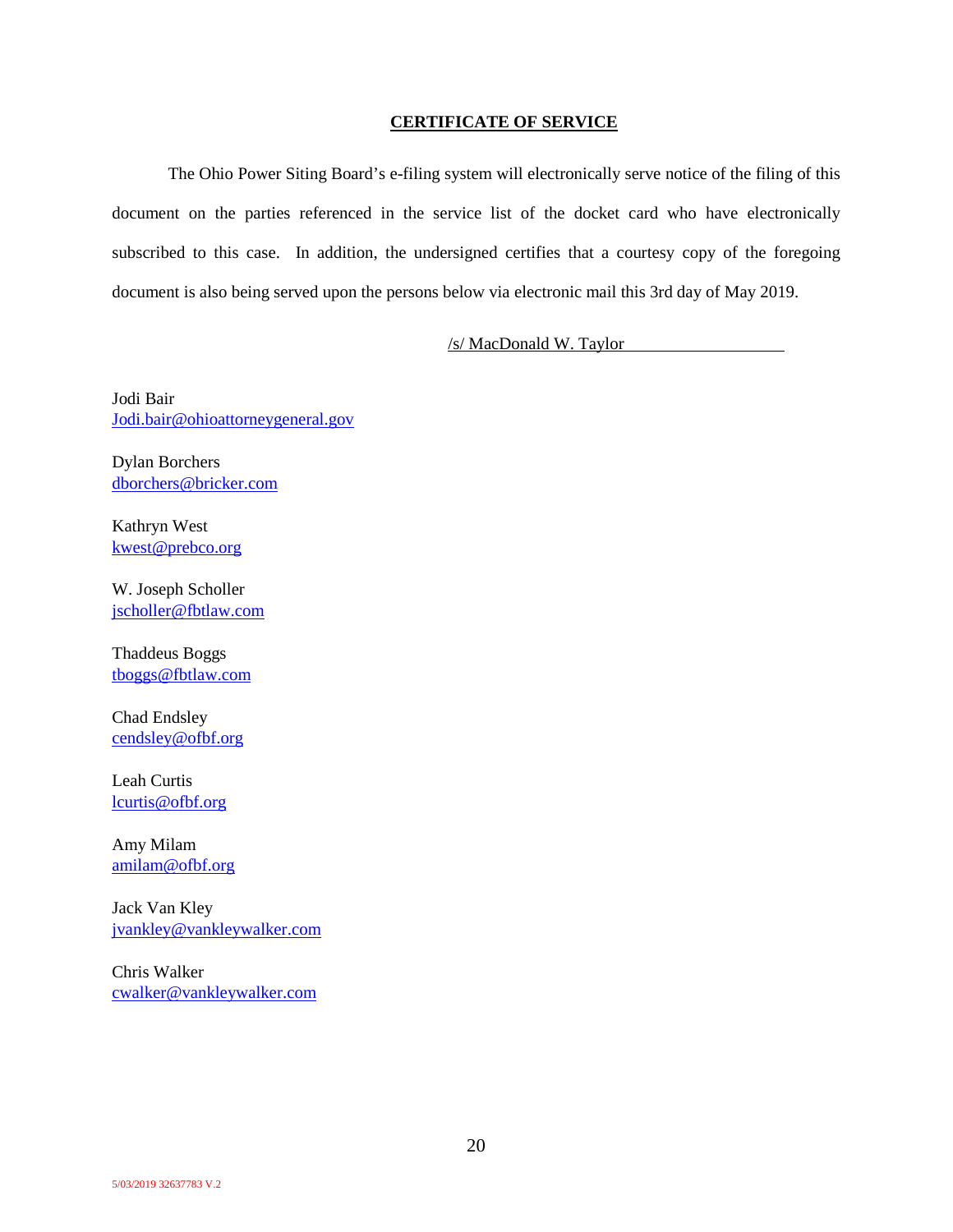**CERTIFICATE OF SERVICE**

The Ohio Power Siting Board's e-filing system will electronically serve notice of the filing of this document on the parties referenced in the service list of the docket card who have electronically subscribed to this case. In addition, the undersigned certifies that a courtesy copy of the foregoing document is also being served upon the persons below via electronic mail this 3rd day of May 2019.

/s/ MacDonald W. Taylor

Jodi Bair
Jodi.bair@ohioattorneygeneral.gov

Dylan Borchers
dborchers@bricker.com

Kathryn West
kwest@prebco.org

W. Joseph Scholler
jscholler@fbtlaw.com

Thaddeus Boggs
tboggs@fbtlaw.com

Chad Endsley
cendsley@ofbf.org

Leah Curtis
lcurtis@ofbf.org

Amy Milam
amilam@ofbf.org

Jack Van Kley
jvankley@vankleywalker.com

Chris Walker
cwalker@vankleywalker.com

5/03/2019 32637783 V.2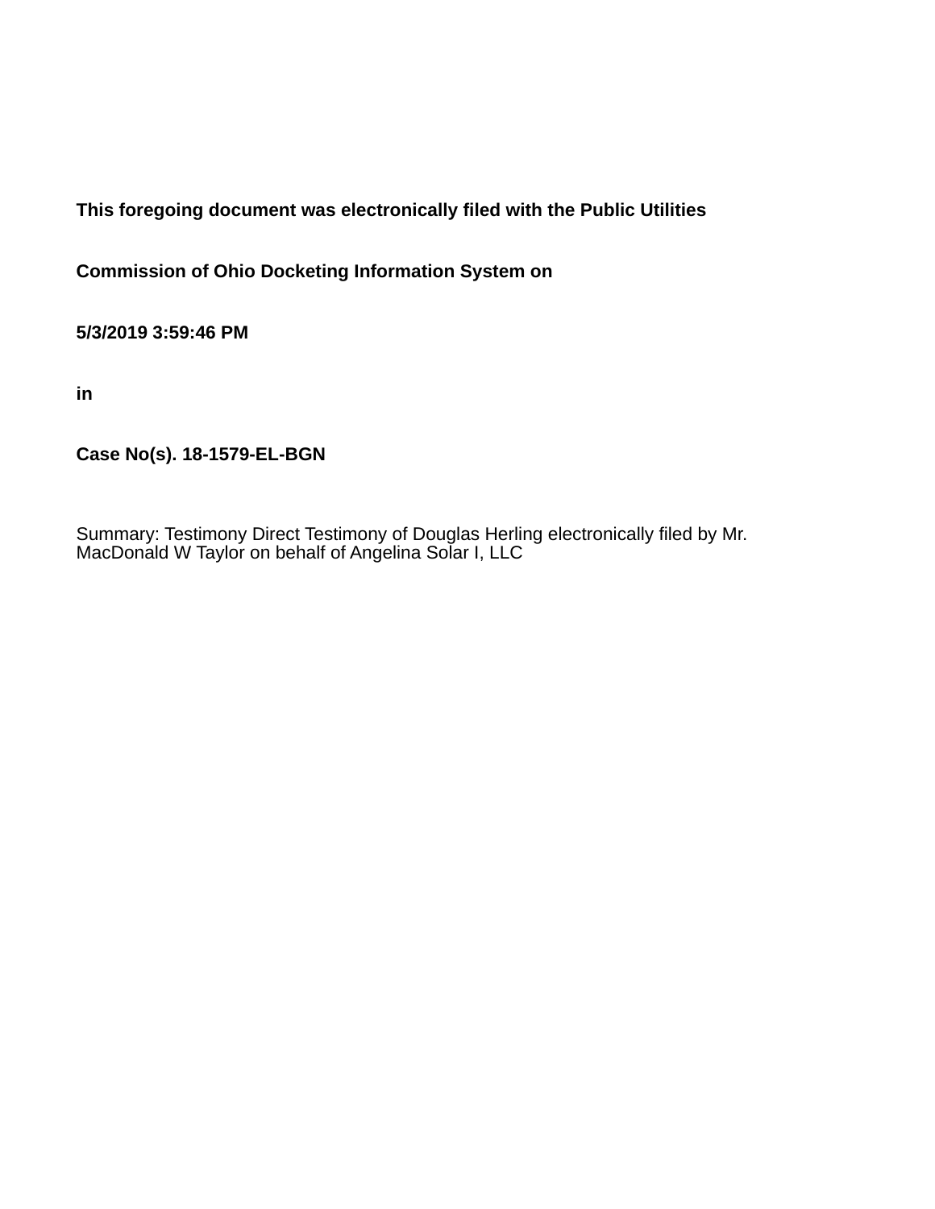**This foregoing document was electronically filed with the Public Utilities**

**Commission of Ohio Docketing Information System on**

**5/3/2019 3:59:46 PM**

**in**

**Case No(s). 18-1579-EL-BGN**

Summary: Testimony Direct Testimony of Douglas Herling electronically filed by Mr. MacDonald W Taylor on behalf of Angelina Solar I, LLC